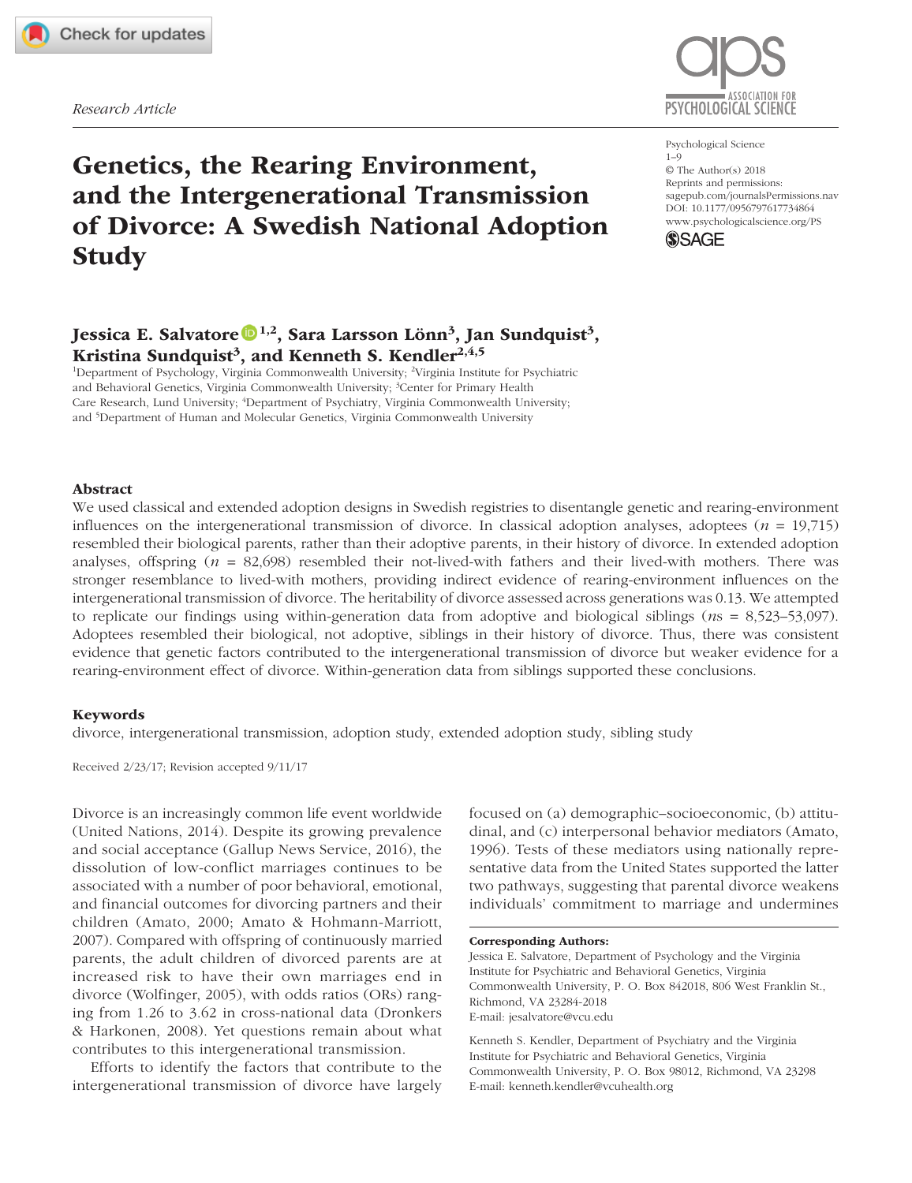Research Article

# Genetics, the Rearing Environment, and the Intergenerational Transmission of Divorce: A Swedish National Adoption Study

Psychological Science
© The Author(s) 2018
Reprints and permissions: sagepub.com/journalsPermissions.nav
DOI: 10.1177/0956797617734864
www.psychologicalscience.org/PS

**Jessica E. Salvatore[1,2], Sara Larsson Lönn[3], Jan Sundquist[3], Kristina Sundquist[3], and Kenneth S. Kendler[2,4,5]**

[1]Department of Psychology, Virginia Commonwealth University; [2]Virginia Institute for Psychiatric and Behavioral Genetics, Virginia Commonwealth University; [3]Center for Primary Health Care Research, Lund University; [4]Department of Psychiatry, Virginia Commonwealth University; and [5]Department of Human and Molecular Genetics, Virginia Commonwealth University

## Abstract

We used classical and extended adoption designs in Swedish registries to disentangle genetic and rearing-environment influences on the intergenerational transmission of divorce. In classical adoption analyses, adoptees ($n$ = 19,715) resembled their biological parents, rather than their adoptive parents, in their history of divorce. In extended adoption analyses, offspring ($n$ = 82,698) resembled their not-lived-with fathers and their lived-with mothers. There was stronger resemblance to lived-with mothers, providing indirect evidence of rearing-environment influences on the intergenerational transmission of divorce. The heritability of divorce assessed across generations was 0.13. We attempted to replicate our findings using within-generation data from adoptive and biological siblings ($n$s = 8,523–53,097). Adoptees resembled their biological, not adoptive, siblings in their history of divorce. Thus, there was consistent evidence that genetic factors contributed to the intergenerational transmission of divorce but weaker evidence for a rearing-environment effect of divorce. Within-generation data from siblings supported these conclusions.

### Keywords

divorce, intergenerational transmission, adoption study, extended adoption study, sibling study

Received 2/23/17; Revision accepted 9/11/17

Divorce is an increasingly common life event worldwide (United Nations, 2014). Despite its growing prevalence and social acceptance (Gallup News Service, 2016), the dissolution of low-conflict marriages continues to be associated with a number of poor behavioral, emotional, and financial outcomes for divorcing partners and their children (Amato, 2000; Amato & Hohmann-Marriott, 2007). Compared with offspring of continuously married parents, the adult children of divorced parents are at increased risk to have their own marriages end in divorce (Wolfinger, 2005), with odds ratios (ORs) ranging from 1.26 to 3.62 in cross-national data (Dronkers & Harkonen, 2008). Yet questions remain about what contributes to this intergenerational transmission.

Efforts to identify the factors that contribute to the intergenerational transmission of divorce have largely focused on (a) demographic–socioeconomic, (b) attitudinal, and (c) interpersonal behavior mediators (Amato, 1996). Tests of these mediators using nationally representative data from the United States supported the latter two pathways, suggesting that parental divorce weakens individuals' commitment to marriage and undermines

**Corresponding Authors:**
Jessica E. Salvatore, Department of Psychology and the Virginia Institute for Psychiatric and Behavioral Genetics, Virginia Commonwealth University, P. O. Box 842018, 806 West Franklin St., Richmond, VA 23284-2018
E-mail: jesalvatore@vcu.edu

Kenneth S. Kendler, Department of Psychiatry and the Virginia Institute for Psychiatric and Behavioral Genetics, Virginia Commonwealth University, P. O. Box 98012, Richmond, VA 23298
E-mail: kenneth.kendler@vcuhealth.org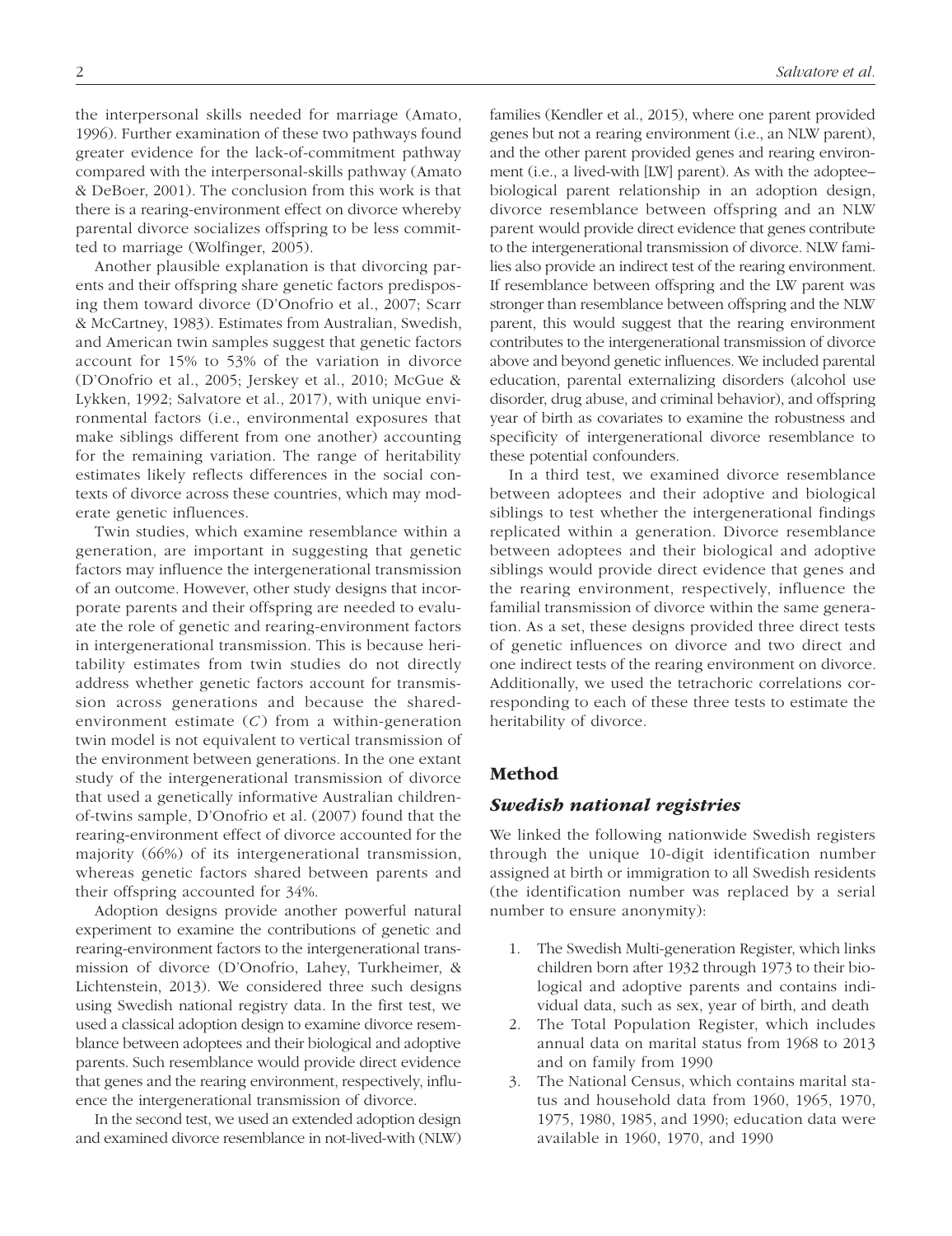the interpersonal skills needed for marriage (Amato, 1996). Further examination of these two pathways found greater evidence for the lack-of-commitment pathway compared with the interpersonal-skills pathway (Amato & DeBoer, 2001). The conclusion from this work is that there is a rearing-environment effect on divorce whereby parental divorce socializes offspring to be less committed to marriage (Wolfinger, 2005).

Another plausible explanation is that divorcing parents and their offspring share genetic factors predisposing them toward divorce (D'Onofrio et al., 2007; Scarr & McCartney, 1983). Estimates from Australian, Swedish, and American twin samples suggest that genetic factors account for 15% to 53% of the variation in divorce (D'Onofrio et al., 2005; Jerskey et al., 2010; McGue & Lykken, 1992; Salvatore et al., 2017), with unique environmental factors (i.e., environmental exposures that make siblings different from one another) accounting for the remaining variation. The range of heritability estimates likely reflects differences in the social contexts of divorce across these countries, which may moderate genetic influences.

Twin studies, which examine resemblance within a generation, are important in suggesting that genetic factors may influence the intergenerational transmission of an outcome. However, other study designs that incorporate parents and their offspring are needed to evaluate the role of genetic and rearing-environment factors in intergenerational transmission. This is because heritability estimates from twin studies do not directly address whether genetic factors account for transmission across generations and because the shared-environment estimate ($C$) from a within-generation twin model is not equivalent to vertical transmission of the environment between generations. In the one extant study of the intergenerational transmission of divorce that used a genetically informative Australian children-of-twins sample, D'Onofrio et al. (2007) found that the rearing-environment effect of divorce accounted for the majority (66%) of its intergenerational transmission, whereas genetic factors shared between parents and their offspring accounted for 34%.

Adoption designs provide another powerful natural experiment to examine the contributions of genetic and rearing-environment factors to the intergenerational transmission of divorce (D'Onofrio, Lahey, Turkheimer, & Lichtenstein, 2013). We considered three such designs using Swedish national registry data. In the first test, we used a classical adoption design to examine divorce resemblance between adoptees and their biological and adoptive parents. Such resemblance would provide direct evidence that genes and the rearing environment, respectively, influence the intergenerational transmission of divorce.

In the second test, we used an extended adoption design and examined divorce resemblance in not-lived-with (NLW) families (Kendler et al., 2015), where one parent provided genes but not a rearing environment (i.e., an NLW parent), and the other parent provided genes and rearing environment (i.e., a lived-with [LW] parent). As with the adoptee–biological parent relationship in an adoption design, divorce resemblance between offspring and an NLW parent would provide direct evidence that genes contribute to the intergenerational transmission of divorce. NLW families also provide an indirect test of the rearing environment. If resemblance between offspring and the LW parent was stronger than resemblance between offspring and the NLW parent, this would suggest that the rearing environment contributes to the intergenerational transmission of divorce above and beyond genetic influences. We included parental education, parental externalizing disorders (alcohol use disorder, drug abuse, and criminal behavior), and offspring year of birth as covariates to examine the robustness and specificity of intergenerational divorce resemblance to these potential confounders.

In a third test, we examined divorce resemblance between adoptees and their adoptive and biological siblings to test whether the intergenerational findings replicated within a generation. Divorce resemblance between adoptees and their biological and adoptive siblings would provide direct evidence that genes and the rearing environment, respectively, influence the familial transmission of divorce within the same generation. As a set, these designs provided three direct tests of genetic influences on divorce and two direct and one indirect tests of the rearing environment on divorce. Additionally, we used the tetrachoric correlations corresponding to each of these three tests to estimate the heritability of divorce.

## Method

### Swedish national registries

We linked the following nationwide Swedish registers through the unique 10-digit identification number assigned at birth or immigration to all Swedish residents (the identification number was replaced by a serial number to ensure anonymity):

1. The Swedish Multi-generation Register, which links children born after 1932 through 1973 to their biological and adoptive parents and contains individual data, such as sex, year of birth, and death
2. The Total Population Register, which includes annual data on marital status from 1968 to 2013 and on family from 1990
3. The National Census, which contains marital status and household data from 1960, 1965, 1970, 1975, 1980, 1985, and 1990; education data were available in 1960, 1970, and 1990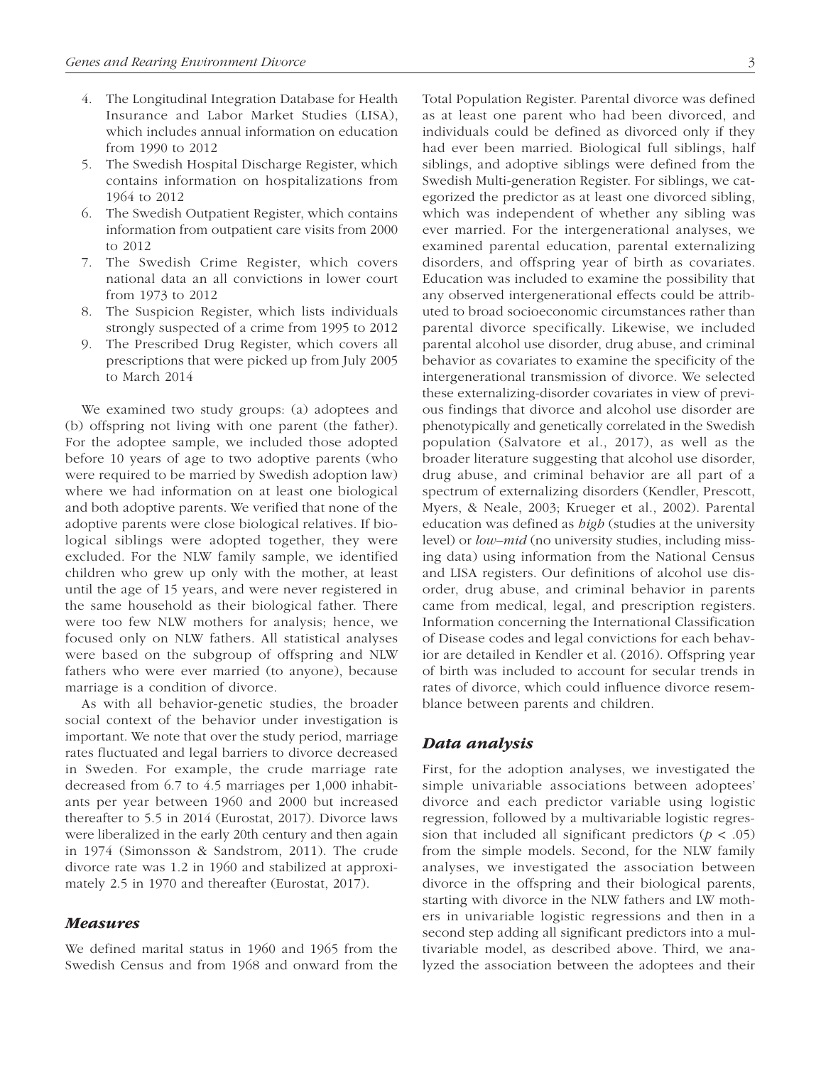4. The Longitudinal Integration Database for Health Insurance and Labor Market Studies (LISA), which includes annual information on education from 1990 to 2012
5. The Swedish Hospital Discharge Register, which contains information on hospitalizations from 1964 to 2012
6. The Swedish Outpatient Register, which contains information from outpatient care visits from 2000 to 2012
7. The Swedish Crime Register, which covers national data an all convictions in lower court from 1973 to 2012
8. The Suspicion Register, which lists individuals strongly suspected of a crime from 1995 to 2012
9. The Prescribed Drug Register, which covers all prescriptions that were picked up from July 2005 to March 2014

We examined two study groups: (a) adoptees and (b) offspring not living with one parent (the father). For the adoptee sample, we included those adopted before 10 years of age to two adoptive parents (who were required to be married by Swedish adoption law) where we had information on at least one biological and both adoptive parents. We verified that none of the adoptive parents were close biological relatives. If biological siblings were adopted together, they were excluded. For the NLW family sample, we identified children who grew up only with the mother, at least until the age of 15 years, and were never registered in the same household as their biological father. There were too few NLW mothers for analysis; hence, we focused only on NLW fathers. All statistical analyses were based on the subgroup of offspring and NLW fathers who were ever married (to anyone), because marriage is a condition of divorce.

As with all behavior-genetic studies, the broader social context of the behavior under investigation is important. We note that over the study period, marriage rates fluctuated and legal barriers to divorce decreased in Sweden. For example, the crude marriage rate decreased from 6.7 to 4.5 marriages per 1,000 inhabitants per year between 1960 and 2000 but increased thereafter to 5.5 in 2014 (Eurostat, 2017). Divorce laws were liberalized in the early 20th century and then again in 1974 (Simonsson & Sandstrom, 2011). The crude divorce rate was 1.2 in 1960 and stabilized at approximately 2.5 in 1970 and thereafter (Eurostat, 2017).

### *Measures*

We defined marital status in 1960 and 1965 from the Swedish Census and from 1968 and onward from the Total Population Register. Parental divorce was defined as at least one parent who had been divorced, and individuals could be defined as divorced only if they had ever been married. Biological full siblings, half siblings, and adoptive siblings were defined from the Swedish Multi-generation Register. For siblings, we categorized the predictor as at least one divorced sibling, which was independent of whether any sibling was ever married. For the intergenerational analyses, we examined parental education, parental externalizing disorders, and offspring year of birth as covariates. Education was included to examine the possibility that any observed intergenerational effects could be attributed to broad socioeconomic circumstances rather than parental divorce specifically. Likewise, we included parental alcohol use disorder, drug abuse, and criminal behavior as covariates to examine the specificity of the intergenerational transmission of divorce. We selected these externalizing-disorder covariates in view of previous findings that divorce and alcohol use disorder are phenotypically and genetically correlated in the Swedish population (Salvatore et al., 2017), as well as the broader literature suggesting that alcohol use disorder, drug abuse, and criminal behavior are all part of a spectrum of externalizing disorders (Kendler, Prescott, Myers, & Neale, 2003; Krueger et al., 2002). Parental education was defined as *high* (studies at the university level) or *low–mid* (no university studies, including missing data) using information from the National Census and LISA registers. Our definitions of alcohol use disorder, drug abuse, and criminal behavior in parents came from medical, legal, and prescription registers. Information concerning the International Classification of Disease codes and legal convictions for each behavior are detailed in Kendler et al. (2016). Offspring year of birth was included to account for secular trends in rates of divorce, which could influence divorce resemblance between parents and children.

### *Data analysis*

First, for the adoption analyses, we investigated the simple univariable associations between adoptees' divorce and each predictor variable using logistic regression, followed by a multivariable logistic regression that included all significant predictors ($p < .05$) from the simple models. Second, for the NLW family analyses, we investigated the association between divorce in the offspring and their biological parents, starting with divorce in the NLW fathers and LW mothers in univariable logistic regressions and then in a second step adding all significant predictors into a multivariable model, as described above. Third, we analyzed the association between the adoptees and their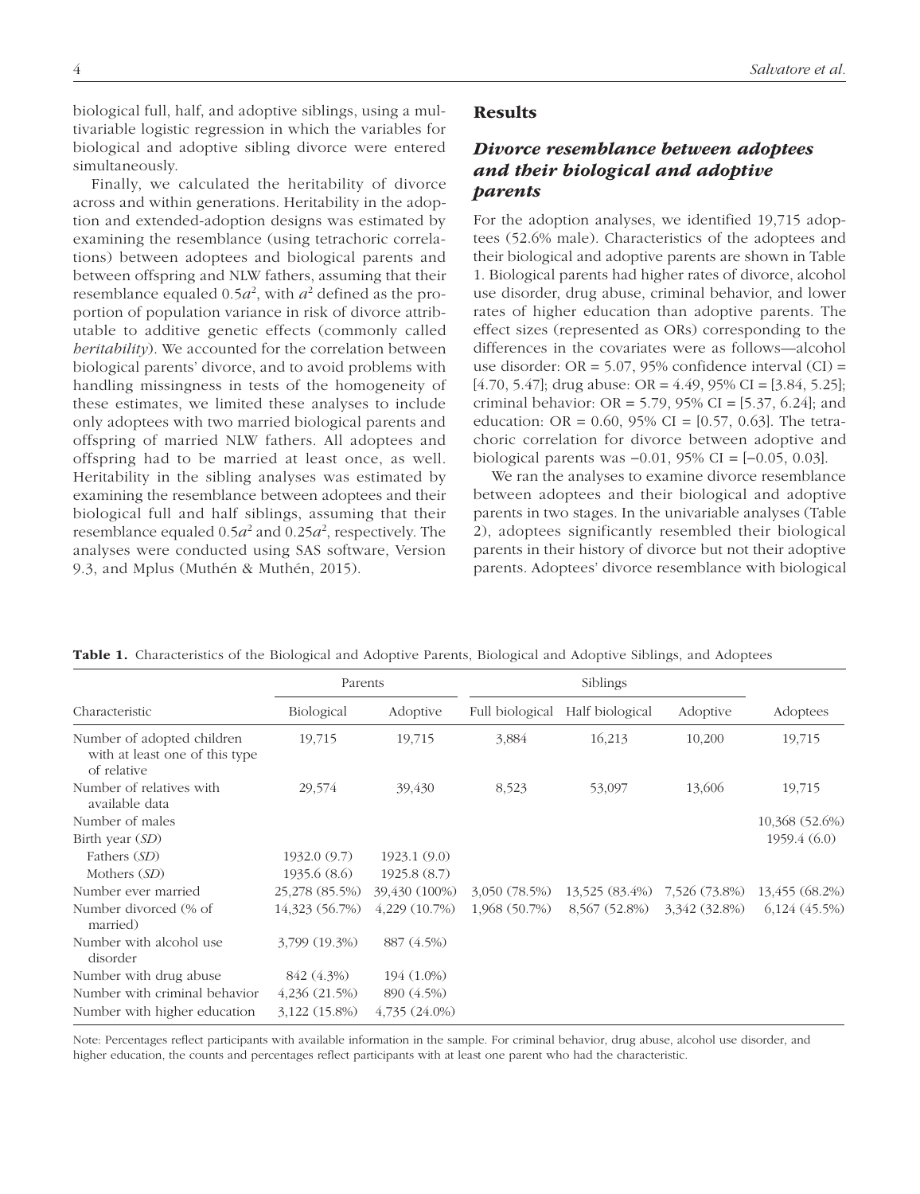biological full, half, and adoptive siblings, using a multivariable logistic regression in which the variables for biological and adoptive sibling divorce were entered simultaneously.

Finally, we calculated the heritability of divorce across and within generations. Heritability in the adoption and extended-adoption designs was estimated by examining the resemblance (using tetrachoric correlations) between adoptees and biological parents and between offspring and NLW fathers, assuming that their resemblance equaled $0.5a^2$, with $a^2$ defined as the proportion of population variance in risk of divorce attributable to additive genetic effects (commonly called *heritability*). We accounted for the correlation between biological parents' divorce, and to avoid problems with handling missingness in tests of the homogeneity of these estimates, we limited these analyses to include only adoptees with two married biological parents and offspring of married NLW fathers. All adoptees and offspring had to be married at least once, as well. Heritability in the sibling analyses was estimated by examining the resemblance between adoptees and their biological full and half siblings, assuming that their resemblance equaled $0.5a^2$ and $0.25a^2$, respectively. The analyses were conducted using SAS software, Version 9.3, and Mplus (Muthén & Muthén, 2015).

## Results

### *Divorce resemblance between adoptees and their biological and adoptive parents*

For the adoption analyses, we identified 19,715 adoptees (52.6% male). Characteristics of the adoptees and their biological and adoptive parents are shown in Table 1. Biological parents had higher rates of divorce, alcohol use disorder, drug abuse, criminal behavior, and lower rates of higher education than adoptive parents. The effect sizes (represented as ORs) corresponding to the differences in the covariates were as follows—alcohol use disorder: OR = 5.07, 95% confidence interval (CI) = [4.70, 5.47]; drug abuse: OR = 4.49, 95% CI = [3.84, 5.25]; criminal behavior: OR = 5.79, 95% CI = [5.37, 6.24]; and education: OR = 0.60, 95% CI = [0.57, 0.63]. The tetrachoric correlation for divorce between adoptive and biological parents was −0.01, 95% CI = [−0.05, 0.03].

We ran the analyses to examine divorce resemblance between adoptees and their biological and adoptive parents in two stages. In the univariable analyses (Table 2), adoptees significantly resembled their biological parents in their history of divorce but not their adoptive parents. Adoptees' divorce resemblance with biological

**Table 1.** Characteristics of the Biological and Adoptive Parents, Biological and Adoptive Siblings, and Adoptees

| | Parents | | Siblings | | | |
|---|---|---|---|---|---|---|
| Characteristic | Biological | Adoptive | Full biological | Half biological | Adoptive | Adoptees |
| Number of adopted children with at least one of this type of relative | 19,715 | 19,715 | 3,884 | 16,213 | 10,200 | 19,715 |
| Number of relatives with available data | 29,574 | 39,430 | 8,523 | 53,097 | 13,606 | 19,715 |
| Number of males | | | | | | 10,368 (52.6%) |
| Birth year (*SD*) | | | | | | 1959.4 (6.0) |
| Fathers (*SD*) | 1932.0 (9.7) | 1923.1 (9.0) | | | | |
| Mothers (*SD*) | 1935.6 (8.6) | 1925.8 (8.7) | | | | |
| Number ever married | 25,278 (85.5%) | 39,430 (100%) | 3,050 (78.5%) | 13,525 (83.4%) | 7,526 (73.8%) | 13,455 (68.2%) |
| Number divorced (% of married) | 14,323 (56.7%) | 4,229 (10.7%) | 1,968 (50.7%) | 8,567 (52.8%) | 3,342 (32.8%) | 6,124 (45.5%) |
| Number with alcohol use disorder | 3,799 (19.3%) | 887 (4.5%) | | | | |
| Number with drug abuse | 842 (4.3%) | 194 (1.0%) | | | | |
| Number with criminal behavior | 4,236 (21.5%) | 890 (4.5%) | | | | |
| Number with higher education | 3,122 (15.8%) | 4,735 (24.0%) | | | | |

Note: Percentages reflect participants with available information in the sample. For criminal behavior, drug abuse, alcohol use disorder, and higher education, the counts and percentages reflect participants with at least one parent who had the characteristic.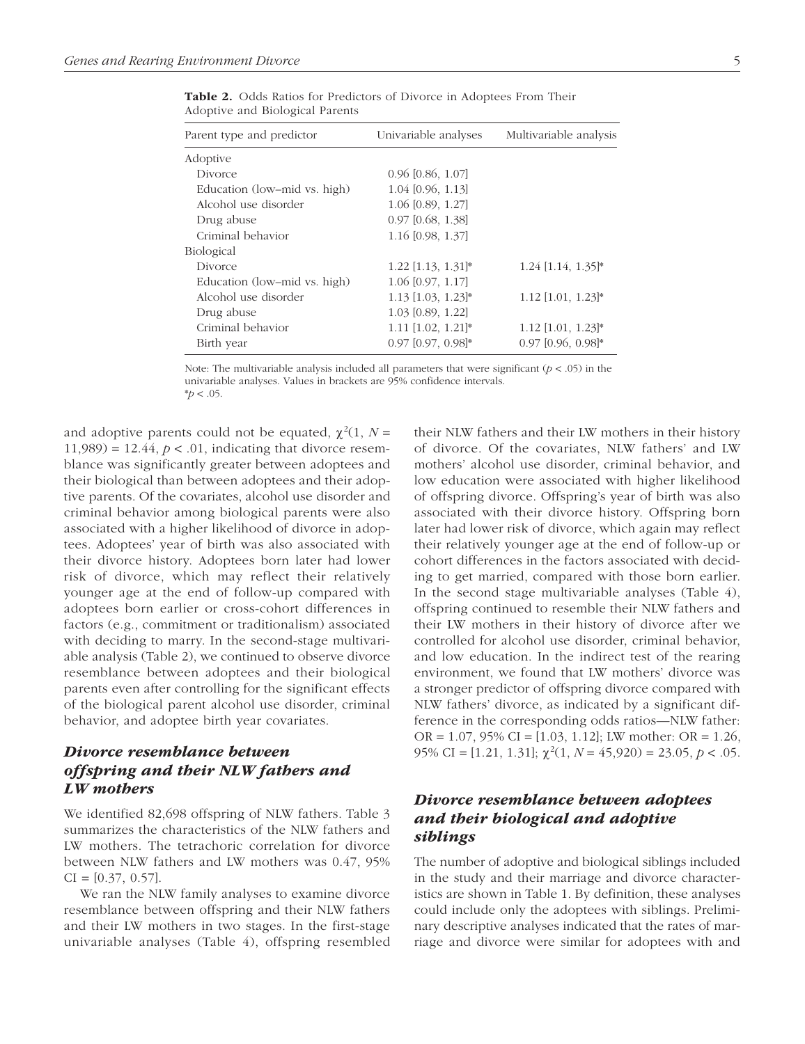**Table 2.** Odds Ratios for Predictors of Divorce in Adoptees From Their Adoptive and Biological Parents

| Parent type and predictor | Univariable analyses | Multivariable analysis |
|---|---|---|
| Adoptive | | |
| Divorce | 0.96 [0.86, 1.07] | |
| Education (low–mid vs. high) | 1.04 [0.96, 1.13] | |
| Alcohol use disorder | 1.06 [0.89, 1.27] | |
| Drug abuse | 0.97 [0.68, 1.38] | |
| Criminal behavior | 1.16 [0.98, 1.37] | |
| Biological | | |
| Divorce | 1.22 [1.13, 1.31]* | 1.24 [1.14, 1.35]* |
| Education (low–mid vs. high) | 1.06 [0.97, 1.17] | |
| Alcohol use disorder | 1.13 [1.03, 1.23]* | 1.12 [1.01, 1.23]* |
| Drug abuse | 1.03 [0.89, 1.22] | |
| Criminal behavior | 1.11 [1.02, 1.21]* | 1.12 [1.01, 1.23]* |
| Birth year | 0.97 [0.97, 0.98]* | 0.97 [0.96, 0.98]* |

Note: The multivariable analysis included all parameters that were significant ($p < .05$) in the univariable analyses. Values in brackets are 95% confidence intervals.
*$p < .05$.

and adoptive parents could not be equated, $\chi^2(1, N = 11{,}989) = 12.44$, $p < .01$, indicating that divorce resemblance was significantly greater between adoptees and their biological than between adoptees and their adoptive parents. Of the covariates, alcohol use disorder and criminal behavior among biological parents were also associated with a higher likelihood of divorce in adoptees. Adoptees' year of birth was also associated with their divorce history. Adoptees born later had lower risk of divorce, which may reflect their relatively younger age at the end of follow-up compared with adoptees born earlier or cross-cohort differences in factors (e.g., commitment or traditionalism) associated with deciding to marry. In the second-stage multivariable analysis (Table 2), we continued to observe divorce resemblance between adoptees and their biological parents even after controlling for the significant effects of the biological parent alcohol use disorder, criminal behavior, and adoptee birth year covariates.

## *Divorce resemblance between offspring and their NLW fathers and LW mothers*

We identified 82,698 offspring of NLW fathers. Table 3 summarizes the characteristics of the NLW fathers and LW mothers. The tetrachoric correlation for divorce between NLW fathers and LW mothers was 0.47, 95% CI = [0.37, 0.57].

We ran the NLW family analyses to examine divorce resemblance between offspring and their NLW fathers and their LW mothers in two stages. In the first-stage univariable analyses (Table 4), offspring resembled their NLW fathers and their LW mothers in their history of divorce. Of the covariates, NLW fathers' and LW mothers' alcohol use disorder, criminal behavior, and low education were associated with higher likelihood of offspring divorce. Offspring's year of birth was also associated with their divorce history. Offspring born later had lower risk of divorce, which again may reflect their relatively younger age at the end of follow-up or cohort differences in the factors associated with deciding to get married, compared with those born earlier. In the second stage multivariable analyses (Table 4), offspring continued to resemble their NLW fathers and their LW mothers in their history of divorce after we controlled for alcohol use disorder, criminal behavior, and low education. In the indirect test of the rearing environment, we found that LW mothers' divorce was a stronger predictor of offspring divorce compared with NLW fathers' divorce, as indicated by a significant difference in the corresponding odds ratios—NLW father: OR = 1.07, 95% CI = [1.03, 1.12]; LW mother: OR = 1.26, 95% CI = [1.21, 1.31]; $\chi^2(1, N = 45{,}920) = 23.05$, $p < .05$.

## *Divorce resemblance between adoptees and their biological and adoptive siblings*

The number of adoptive and biological siblings included in the study and their marriage and divorce characteristics are shown in Table 1. By definition, these analyses could include only the adoptees with siblings. Preliminary descriptive analyses indicated that the rates of marriage and divorce were similar for adoptees with and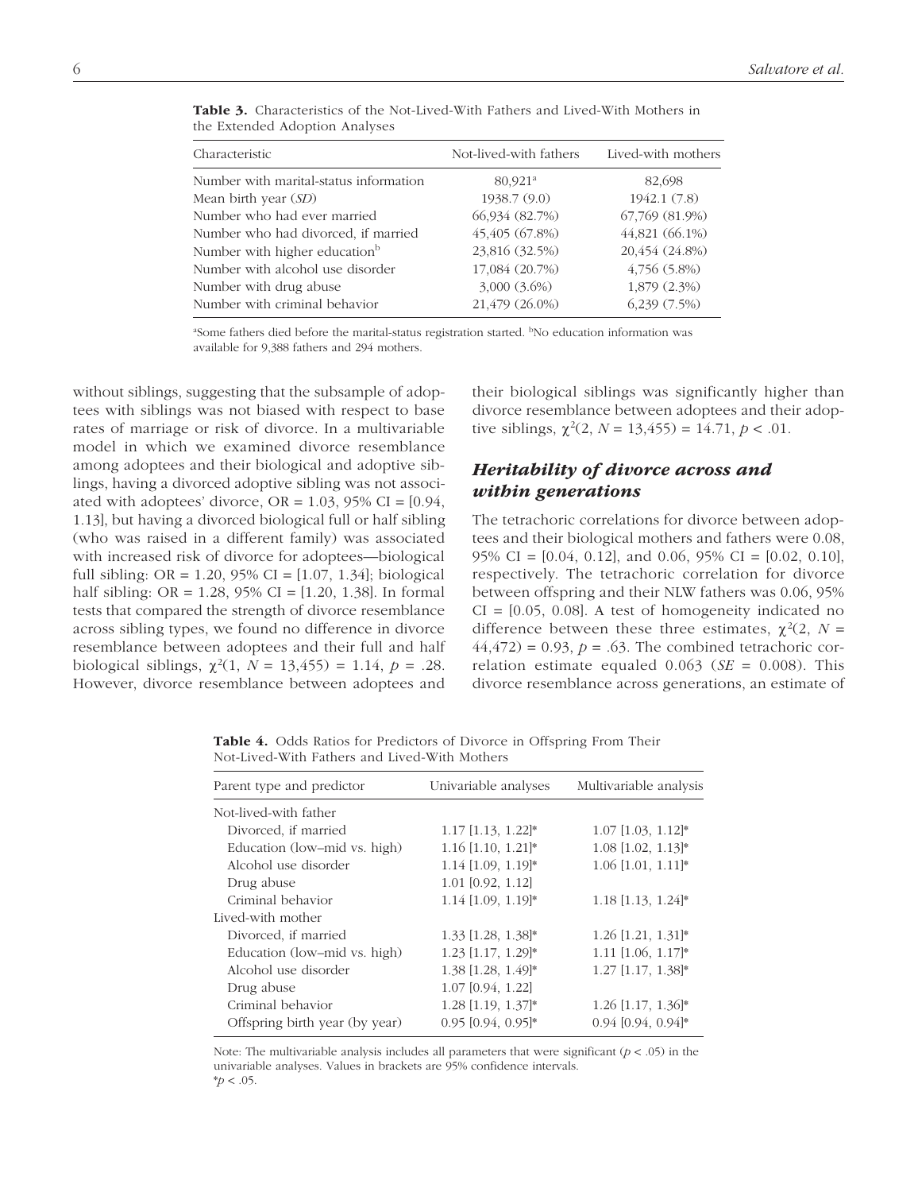**Table 3.** Characteristics of the Not-Lived-With Fathers and Lived-With Mothers in the Extended Adoption Analyses

| Characteristic | Not-lived-with fathers | Lived-with mothers |
|---|---|---|
| Number with marital-status information | 80,921[a] | 82,698 |
| Mean birth year (*SD*) | 1938.7 (9.0) | 1942.1 (7.8) |
| Number who had ever married | 66,934 (82.7%) | 67,769 (81.9%) |
| Number who had divorced, if married | 45,405 (67.8%) | 44,821 (66.1%) |
| Number with higher education[b] | 23,816 (32.5%) | 20,454 (24.8%) |
| Number with alcohol use disorder | 17,084 (20.7%) | 4,756 (5.8%) |
| Number with drug abuse | 3,000 (3.6%) | 1,879 (2.3%) |
| Number with criminal behavior | 21,479 (26.0%) | 6,239 (7.5%) |

[a]Some fathers died before the marital-status registration started. [b]No education information was available for 9,388 fathers and 294 mothers.

without siblings, suggesting that the subsample of adoptees with siblings was not biased with respect to base rates of marriage or risk of divorce. In a multivariable model in which we examined divorce resemblance among adoptees and their biological and adoptive siblings, having a divorced adoptive sibling was not associated with adoptees' divorce, OR = 1.03, 95% CI = [0.94, 1.13], but having a divorced biological full or half sibling (who was raised in a different family) was associated with increased risk of divorce for adoptees—biological full sibling: OR = 1.20, 95% CI = [1.07, 1.34]; biological half sibling: OR = 1.28, 95% CI = [1.20, 1.38]. In formal tests that compared the strength of divorce resemblance across sibling types, we found no difference in divorce resemblance between adoptees and their full and half biological siblings, $\chi^2(1, N = 13,455) = 1.14$, $p = .28$. However, divorce resemblance between adoptees and their biological siblings was significantly higher than divorce resemblance between adoptees and their adoptive siblings, $\chi^2(2, N = 13,455) = 14.71$, $p < .01$.

## *Heritability of divorce across and within generations*

The tetrachoric correlations for divorce between adoptees and their biological mothers and fathers were 0.08, 95% CI = [0.04, 0.12], and 0.06, 95% CI = [0.02, 0.10], respectively. The tetrachoric correlation for divorce between offspring and their NLW fathers was 0.06, 95% CI = [0.05, 0.08]. A test of homogeneity indicated no difference between these three estimates, $\chi^2(2, N = 44,472) = 0.93$, $p = .63$. The combined tetrachoric correlation estimate equaled 0.063 (*SE* = 0.008). This divorce resemblance across generations, an estimate of

**Table 4.** Odds Ratios for Predictors of Divorce in Offspring From Their Not-Lived-With Fathers and Lived-With Mothers

| Parent type and predictor | Univariable analyses | Multivariable analysis |
|---|---|---|
| Not-lived-with father | | |
| Divorced, if married | 1.17 [1.13, 1.22]* | 1.07 [1.03, 1.12]* |
| Education (low–mid vs. high) | 1.16 [1.10, 1.21]* | 1.08 [1.02, 1.13]* |
| Alcohol use disorder | 1.14 [1.09, 1.19]* | 1.06 [1.01, 1.11]* |
| Drug abuse | 1.01 [0.92, 1.12] | |
| Criminal behavior | 1.14 [1.09, 1.19]* | 1.18 [1.13, 1.24]* |
| Lived-with mother | | |
| Divorced, if married | 1.33 [1.28, 1.38]* | 1.26 [1.21, 1.31]* |
| Education (low–mid vs. high) | 1.23 [1.17, 1.29]* | 1.11 [1.06, 1.17]* |
| Alcohol use disorder | 1.38 [1.28, 1.49]* | 1.27 [1.17, 1.38]* |
| Drug abuse | 1.07 [0.94, 1.22] | |
| Criminal behavior | 1.28 [1.19, 1.37]* | 1.26 [1.17, 1.36]* |
| Offspring birth year (by year) | 0.95 [0.94, 0.95]* | 0.94 [0.94, 0.94]* |

Note: The multivariable analysis includes all parameters that were significant ($p < .05$) in the univariable analyses. Values in brackets are 95% confidence intervals.
*$p < .05$.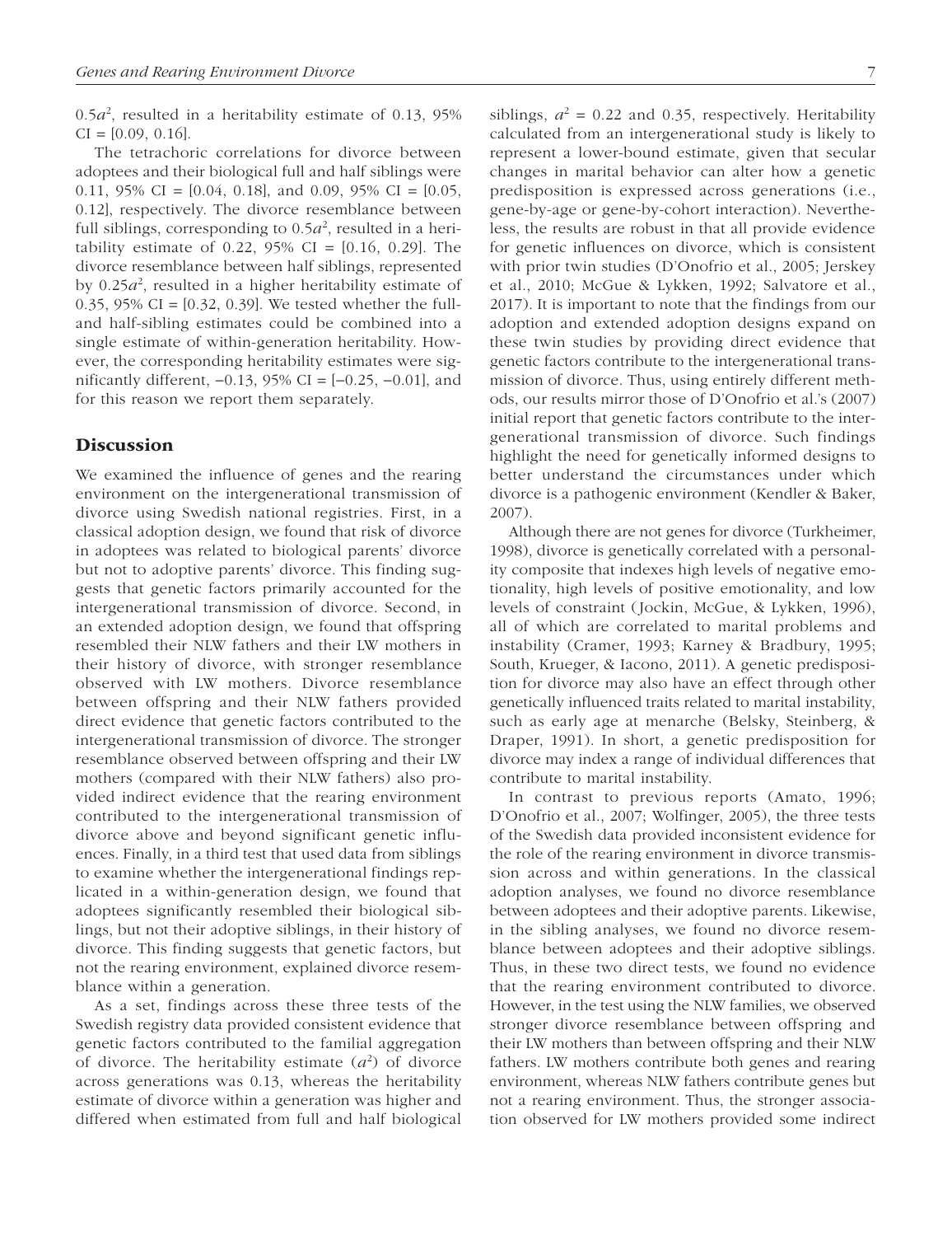$0.5a^2$, resulted in a heritability estimate of 0.13, 95% CI = [0.09, 0.16].

The tetrachoric correlations for divorce between adoptees and their biological full and half siblings were 0.11, 95% CI = [0.04, 0.18], and 0.09, 95% CI = [0.05, 0.12], respectively. The divorce resemblance between full siblings, corresponding to $0.5a^2$, resulted in a heritability estimate of 0.22, 95% CI = [0.16, 0.29]. The divorce resemblance between half siblings, represented by $0.25a^2$, resulted in a higher heritability estimate of 0.35, 95% CI = [0.32, 0.39]. We tested whether the full- and half-sibling estimates could be combined into a single estimate of within-generation heritability. However, the corresponding heritability estimates were significantly different, −0.13, 95% CI = [−0.25, −0.01], and for this reason we report them separately.

## Discussion

We examined the influence of genes and the rearing environment on the intergenerational transmission of divorce using Swedish national registries. First, in a classical adoption design, we found that risk of divorce in adoptees was related to biological parents' divorce but not to adoptive parents' divorce. This finding suggests that genetic factors primarily accounted for the intergenerational transmission of divorce. Second, in an extended adoption design, we found that offspring resembled their NLW fathers and their LW mothers in their history of divorce, with stronger resemblance observed with LW mothers. Divorce resemblance between offspring and their NLW fathers provided direct evidence that genetic factors contributed to the intergenerational transmission of divorce. The stronger resemblance observed between offspring and their LW mothers (compared with their NLW fathers) also provided indirect evidence that the rearing environment contributed to the intergenerational transmission of divorce above and beyond significant genetic influences. Finally, in a third test that used data from siblings to examine whether the intergenerational findings replicated in a within-generation design, we found that adoptees significantly resembled their biological siblings, but not their adoptive siblings, in their history of divorce. This finding suggests that genetic factors, but not the rearing environment, explained divorce resemblance within a generation.

As a set, findings across these three tests of the Swedish registry data provided consistent evidence that genetic factors contributed to the familial aggregation of divorce. The heritability estimate ($a^2$) of divorce across generations was 0.13, whereas the heritability estimate of divorce within a generation was higher and differed when estimated from full and half biological siblings, $a^2$ = 0.22 and 0.35, respectively. Heritability calculated from an intergenerational study is likely to represent a lower-bound estimate, given that secular changes in marital behavior can alter how a genetic predisposition is expressed across generations (i.e., gene-by-age or gene-by-cohort interaction). Nevertheless, the results are robust in that all provide evidence for genetic influences on divorce, which is consistent with prior twin studies (D'Onofrio et al., 2005; Jerskey et al., 2010; McGue & Lykken, 1992; Salvatore et al., 2017). It is important to note that the findings from our adoption and extended adoption designs expand on these twin studies by providing direct evidence that genetic factors contribute to the intergenerational transmission of divorce. Thus, using entirely different methods, our results mirror those of D'Onofrio et al.'s (2007) initial report that genetic factors contribute to the intergenerational transmission of divorce. Such findings highlight the need for genetically informed designs to better understand the circumstances under which divorce is a pathogenic environment (Kendler & Baker, 2007).

Although there are not genes for divorce (Turkheimer, 1998), divorce is genetically correlated with a personality composite that indexes high levels of negative emotionality, high levels of positive emotionality, and low levels of constraint (Jockin, McGue, & Lykken, 1996), all of which are correlated to marital problems and instability (Cramer, 1993; Karney & Bradbury, 1995; South, Krueger, & Iacono, 2011). A genetic predisposition for divorce may also have an effect through other genetically influenced traits related to marital instability, such as early age at menarche (Belsky, Steinberg, & Draper, 1991). In short, a genetic predisposition for divorce may index a range of individual differences that contribute to marital instability.

In contrast to previous reports (Amato, 1996; D'Onofrio et al., 2007; Wolfinger, 2005), the three tests of the Swedish data provided inconsistent evidence for the role of the rearing environment in divorce transmission across and within generations. In the classical adoption analyses, we found no divorce resemblance between adoptees and their adoptive parents. Likewise, in the sibling analyses, we found no divorce resemblance between adoptees and their adoptive siblings. Thus, in these two direct tests, we found no evidence that the rearing environment contributed to divorce. However, in the test using the NLW families, we observed stronger divorce resemblance between offspring and their LW mothers than between offspring and their NLW fathers. LW mothers contribute both genes and rearing environment, whereas NLW fathers contribute genes but not a rearing environment. Thus, the stronger association observed for LW mothers provided some indirect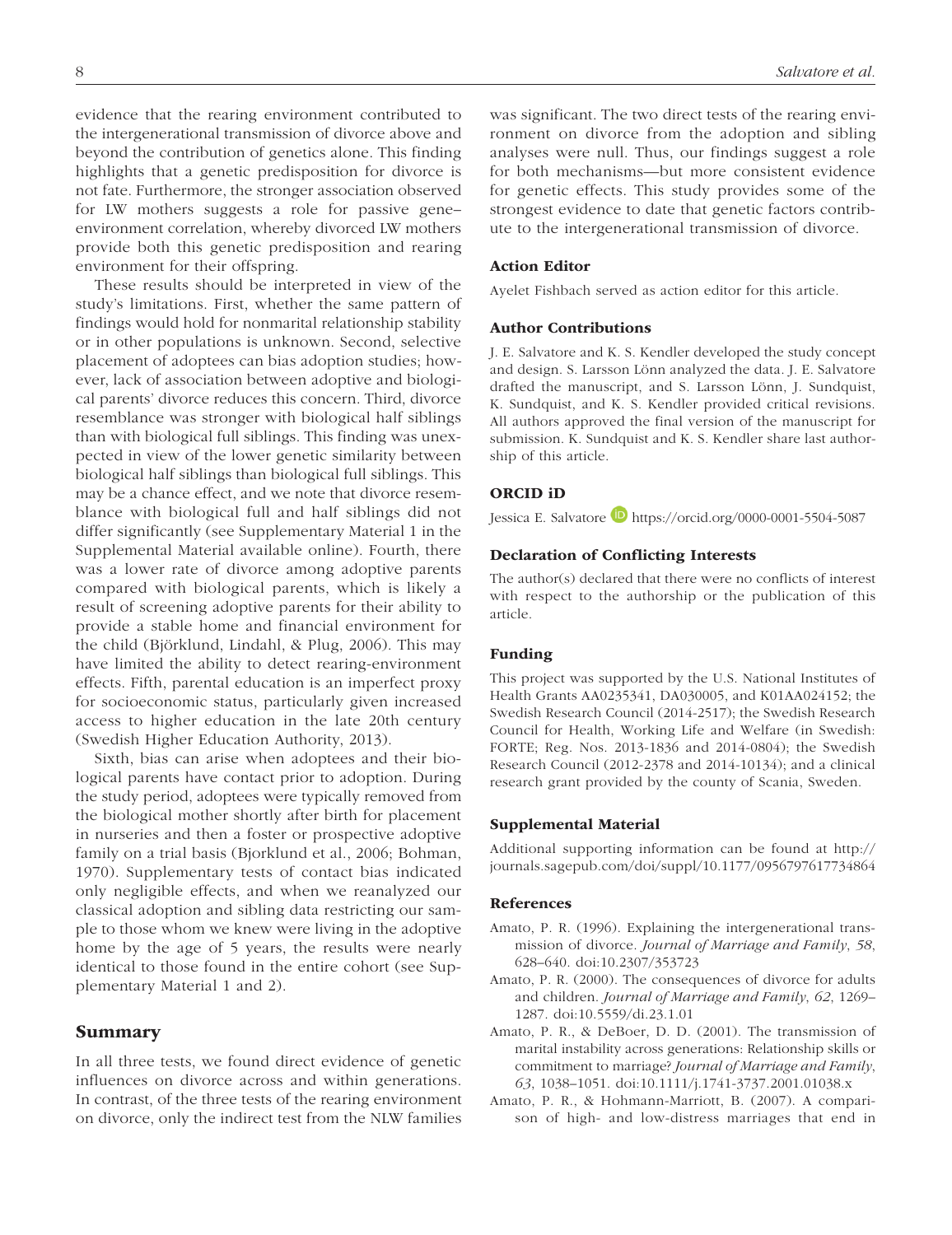evidence that the rearing environment contributed to the intergenerational transmission of divorce above and beyond the contribution of genetics alone. This finding highlights that a genetic predisposition for divorce is not fate. Furthermore, the stronger association observed for LW mothers suggests a role for passive gene–environment correlation, whereby divorced LW mothers provide both this genetic predisposition and rearing environment for their offspring.

These results should be interpreted in view of the study's limitations. First, whether the same pattern of findings would hold for nonmarital relationship stability or in other populations is unknown. Second, selective placement of adoptees can bias adoption studies; however, lack of association between adoptive and biological parents' divorce reduces this concern. Third, divorce resemblance was stronger with biological half siblings than with biological full siblings. This finding was unexpected in view of the lower genetic similarity between biological half siblings than biological full siblings. This may be a chance effect, and we note that divorce resemblance with biological full and half siblings did not differ significantly (see Supplementary Material 1 in the Supplemental Material available online). Fourth, there was a lower rate of divorce among adoptive parents compared with biological parents, which is likely a result of screening adoptive parents for their ability to provide a stable home and financial environment for the child (Björklund, Lindahl, & Plug, 2006). This may have limited the ability to detect rearing-environment effects. Fifth, parental education is an imperfect proxy for socioeconomic status, particularly given increased access to higher education in the late 20th century (Swedish Higher Education Authority, 2013).

Sixth, bias can arise when adoptees and their biological parents have contact prior to adoption. During the study period, adoptees were typically removed from the biological mother shortly after birth for placement in nurseries and then a foster or prospective adoptive family on a trial basis (Bjorklund et al., 2006; Bohman, 1970). Supplementary tests of contact bias indicated only negligible effects, and when we reanalyzed our classical adoption and sibling data restricting our sample to those whom we knew were living in the adoptive home by the age of 5 years, the results were nearly identical to those found in the entire cohort (see Supplementary Material 1 and 2).

## Summary

In all three tests, we found direct evidence of genetic influences on divorce across and within generations. In contrast, of the three tests of the rearing environment on divorce, only the indirect test from the NLW families was significant. The two direct tests of the rearing environment on divorce from the adoption and sibling analyses were null. Thus, our findings suggest a role for both mechanisms—but more consistent evidence for genetic effects. This study provides some of the strongest evidence to date that genetic factors contribute to the intergenerational transmission of divorce.

### Action Editor

Ayelet Fishbach served as action editor for this article.

### Author Contributions

J. E. Salvatore and K. S. Kendler developed the study concept and design. S. Larsson Lönn analyzed the data. J. E. Salvatore drafted the manuscript, and S. Larsson Lönn, J. Sundquist, K. Sundquist, and K. S. Kendler provided critical revisions. All authors approved the final version of the manuscript for submission. K. Sundquist and K. S. Kendler share last authorship of this article.

### ORCID iD

Jessica E. Salvatore https://orcid.org/0000-0001-5504-5087

### Declaration of Conflicting Interests

The author(s) declared that there were no conflicts of interest with respect to the authorship or the publication of this article.

### Funding

This project was supported by the U.S. National Institutes of Health Grants AA0235341, DA030005, and K01AA024152; the Swedish Research Council (2014-2517); the Swedish Research Council for Health, Working Life and Welfare (in Swedish: FORTE; Reg. Nos. 2013-1836 and 2014-0804); the Swedish Research Council (2012-2378 and 2014-10134); and a clinical research grant provided by the county of Scania, Sweden.

### Supplemental Material

Additional supporting information can be found at http://journals.sagepub.com/doi/suppl/10.1177/0956797617734864

### References

Amato, P. R. (1996). Explaining the intergenerational transmission of divorce. *Journal of Marriage and Family*, *58*, 628–640. doi:10.2307/353723

Amato, P. R. (2000). The consequences of divorce for adults and children. *Journal of Marriage and Family*, *62*, 1269–1287. doi:10.5559/di.23.1.01

Amato, P. R., & DeBoer, D. D. (2001). The transmission of marital instability across generations: Relationship skills or commitment to marriage? *Journal of Marriage and Family*, *63*, 1038–1051. doi:10.1111/j.1741-3737.2001.01038.x

Amato, P. R., & Hohmann-Marriott, B. (2007). A comparison of high- and low-distress marriages that end in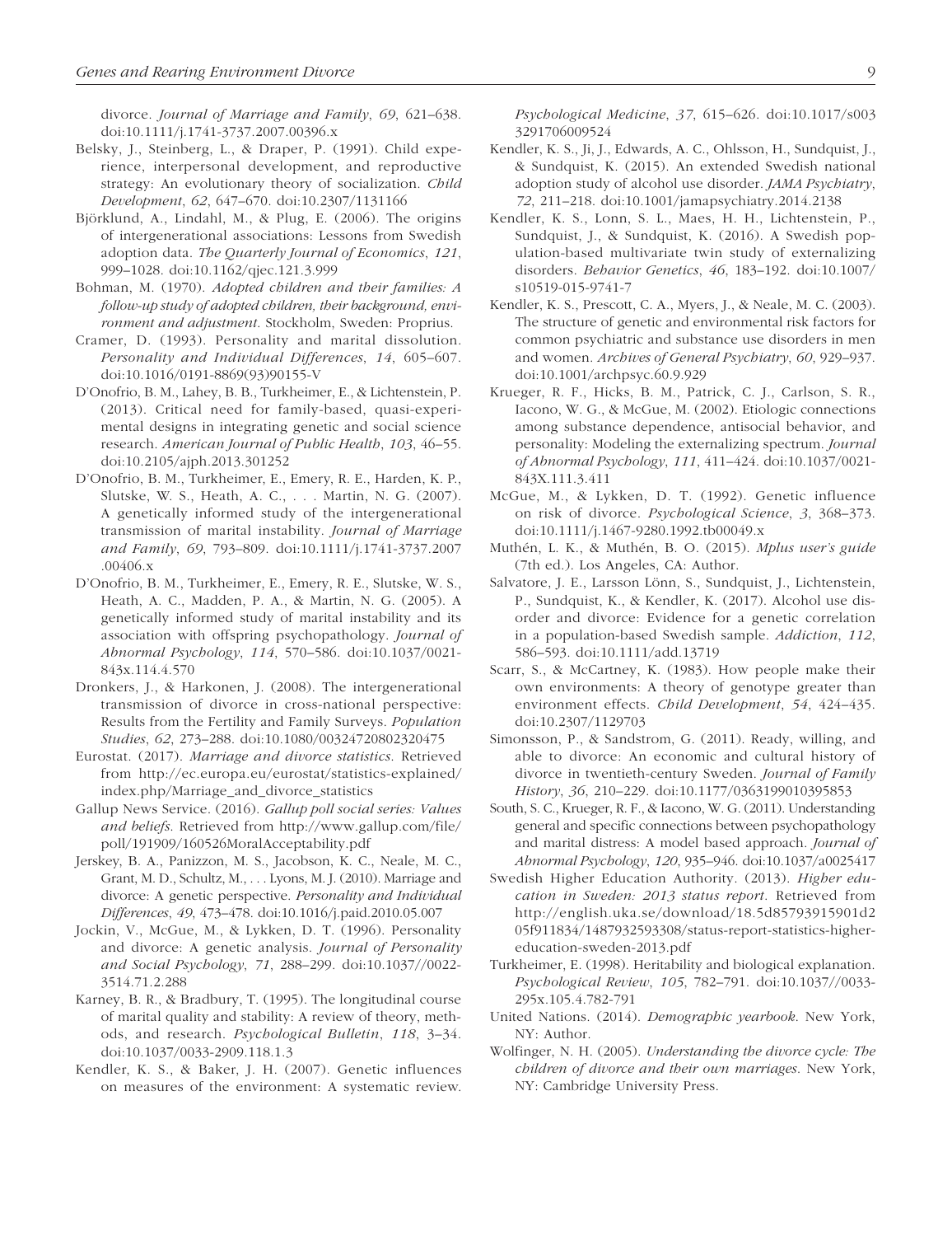divorce. *Journal of Marriage and Family*, *69*, 621–638. doi:10.1111/j.1741-3737.2007.00396.x

Belsky, J., Steinberg, L., & Draper, P. (1991). Child experience, interpersonal development, and reproductive strategy: An evolutionary theory of socialization. *Child Development*, *62*, 647–670. doi:10.2307/1131166

Björklund, A., Lindahl, M., & Plug, E. (2006). The origins of intergenerational associations: Lessons from Swedish adoption data. *The Quarterly Journal of Economics*, *121*, 999–1028. doi:10.1162/qjec.121.3.999

Bohman, M. (1970). *Adopted children and their families: A follow-up study of adopted children, their background, environment and adjustment*. Stockholm, Sweden: Proprius.

Cramer, D. (1993). Personality and marital dissolution. *Personality and Individual Differences*, *14*, 605–607. doi:10.1016/0191-8869(93)90155-V

D'Onofrio, B. M., Lahey, B. B., Turkheimer, E., & Lichtenstein, P. (2013). Critical need for family-based, quasi-experimental designs in integrating genetic and social science research. *American Journal of Public Health*, *103*, 46–55. doi:10.2105/ajph.2013.301252

D'Onofrio, B. M., Turkheimer, E., Emery, R. E., Harden, K. P., Slutske, W. S., Heath, A. C., . . . Martin, N. G. (2007). A genetically informed study of the intergenerational transmission of marital instability. *Journal of Marriage and Family*, *69*, 793–809. doi:10.1111/j.1741-3737.2007.00406.x

D'Onofrio, B. M., Turkheimer, E., Emery, R. E., Slutske, W. S., Heath, A. C., Madden, P. A., & Martin, N. G. (2005). A genetically informed study of marital instability and its association with offspring psychopathology. *Journal of Abnormal Psychology*, *114*, 570–586. doi:10.1037/0021-843x.114.4.570

Dronkers, J., & Harkonen, J. (2008). The intergenerational transmission of divorce in cross-national perspective: Results from the Fertility and Family Surveys. *Population Studies*, *62*, 273–288. doi:10.1080/00324720802320475

Eurostat. (2017). *Marriage and divorce statistics*. Retrieved from http://ec.europa.eu/eurostat/statistics-explained/index.php/Marriage_and_divorce_statistics

Gallup News Service. (2016). *Gallup poll social series: Values and beliefs*. Retrieved from http://www.gallup.com/file/poll/191909/160526MoralAcceptability.pdf

Jerskey, B. A., Panizzon, M. S., Jacobson, K. C., Neale, M. C., Grant, M. D., Schultz, M., . . . Lyons, M. J. (2010). Marriage and divorce: A genetic perspective. *Personality and Individual Differences*, *49*, 473–478. doi:10.1016/j.paid.2010.05.007

Jockin, V., McGue, M., & Lykken, D. T. (1996). Personality and divorce: A genetic analysis. *Journal of Personality and Social Psychology*, *71*, 288–299. doi:10.1037//0022-3514.71.2.288

Karney, B. R., & Bradbury, T. (1995). The longitudinal course of marital quality and stability: A review of theory, methods, and research. *Psychological Bulletin*, *118*, 3–34. doi:10.1037/0033-2909.118.1.3

Kendler, K. S., & Baker, J. H. (2007). Genetic influences on measures of the environment: A systematic review. *Psychological Medicine*, *37*, 615–626. doi:10.1017/s0033291706009524

Kendler, K. S., Ji, J., Edwards, A. C., Ohlsson, H., Sundquist, J., & Sundquist, K. (2015). An extended Swedish national adoption study of alcohol use disorder. *JAMA Psychiatry*, *72*, 211–218. doi:10.1001/jamapsychiatry.2014.2138

Kendler, K. S., Lonn, S. L., Maes, H. H., Lichtenstein, P., Sundquist, J., & Sundquist, K. (2016). A Swedish population-based multivariate twin study of externalizing disorders. *Behavior Genetics*, *46*, 183–192. doi:10.1007/s10519-015-9741-7

Kendler, K. S., Prescott, C. A., Myers, J., & Neale, M. C. (2003). The structure of genetic and environmental risk factors for common psychiatric and substance use disorders in men and women. *Archives of General Psychiatry*, *60*, 929–937. doi:10.1001/archpsyc.60.9.929

Krueger, R. F., Hicks, B. M., Patrick, C. J., Carlson, S. R., Iacono, W. G., & McGue, M. (2002). Etiologic connections among substance dependence, antisocial behavior, and personality: Modeling the externalizing spectrum. *Journal of Abnormal Psychology*, *111*, 411–424. doi:10.1037/0021-843X.111.3.411

McGue, M., & Lykken, D. T. (1992). Genetic influence on risk of divorce. *Psychological Science*, *3*, 368–373. doi:10.1111/j.1467-9280.1992.tb00049.x

Muthén, L. K., & Muthén, B. O. (2015). *Mplus user's guide* (7th ed.). Los Angeles, CA: Author.

Salvatore, J. E., Larsson Lönn, S., Sundquist, J., Lichtenstein, P., Sundquist, K., & Kendler, K. (2017). Alcohol use disorder and divorce: Evidence for a genetic correlation in a population-based Swedish sample. *Addiction*, *112*, 586–593. doi:10.1111/add.13719

Scarr, S., & McCartney, K. (1983). How people make their own environments: A theory of genotype greater than environment effects. *Child Development*, *54*, 424–435. doi:10.2307/1129703

Simonsson, P., & Sandstrom, G. (2011). Ready, willing, and able to divorce: An economic and cultural history of divorce in twentieth-century Sweden. *Journal of Family History*, *36*, 210–229. doi:10.1177/0363199010395853

South, S. C., Krueger, R. F., & Iacono, W. G. (2011). Understanding general and specific connections between psychopathology and marital distress: A model based approach. *Journal of Abnormal Psychology*, *120*, 935–946. doi:10.1037/a0025417

Swedish Higher Education Authority. (2013). *Higher education in Sweden: 2013 status report*. Retrieved from http://english.uka.se/download/18.5d85793915901d205f911834/1487932593308/status-report-statistics-higher-education-sweden-2013.pdf

Turkheimer, E. (1998). Heritability and biological explanation. *Psychological Review*, *105*, 782–791. doi:10.1037//0033-295x.105.4.782-791

United Nations. (2014). *Demographic yearbook*. New York, NY: Author.

Wolfinger, N. H. (2005). *Understanding the divorce cycle: The children of divorce and their own marriages*. New York, NY: Cambridge University Press.